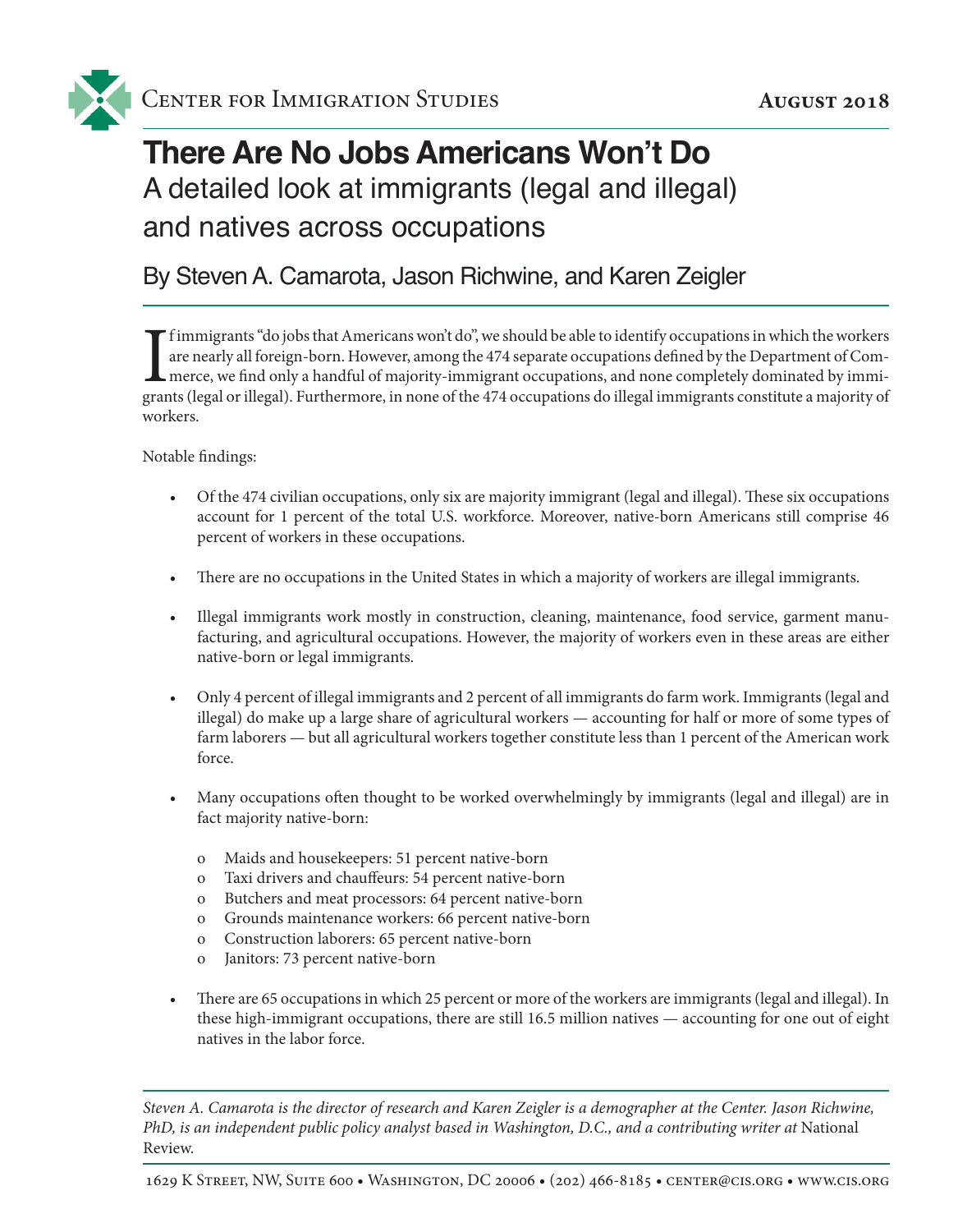Center for Immigration Studies

**August 2018**

# There Are No Jobs Americans Won't Do

## A detailed look at immigrants (legal and illegal) and natives across occupations

### By Steven A. Camarota, Jason Richwine, and Karen Zeigler

If immigrants "do jobs that Americans won't do", we should be able to identify occupations in which the workers are nearly all foreign-born. However, among the 474 separate occupations defined by the Department of Commerce, we find only a handful of majority-immigrant occupations, and none completely dominated by immigrants (legal or illegal). Furthermore, in none of the 474 occupations do illegal immigrants constitute a majority of workers.

Notable findings:

- Of the 474 civilian occupations, only six are majority immigrant (legal and illegal). These six occupations account for 1 percent of the total U.S. workforce. Moreover, native-born Americans still comprise 46 percent of workers in these occupations.
- There are no occupations in the United States in which a majority of workers are illegal immigrants.
- Illegal immigrants work mostly in construction, cleaning, maintenance, food service, garment manufacturing, and agricultural occupations. However, the majority of workers even in these areas are either native-born or legal immigrants.
- Only 4 percent of illegal immigrants and 2 percent of all immigrants do farm work. Immigrants (legal and illegal) do make up a large share of agricultural workers — accounting for half or more of some types of farm laborers — but all agricultural workers together constitute less than 1 percent of the American work force.
- Many occupations often thought to be worked overwhelmingly by immigrants (legal and illegal) are in fact majority native-born:
  - Maids and housekeepers: 51 percent native-born
  - Taxi drivers and chauffeurs: 54 percent native-born
  - Butchers and meat processors: 64 percent native-born
  - Grounds maintenance workers: 66 percent native-born
  - Construction laborers: 65 percent native-born
  - Janitors: 73 percent native-born
- There are 65 occupations in which 25 percent or more of the workers are immigrants (legal and illegal). In these high-immigrant occupations, there are still 16.5 million natives — accounting for one out of eight natives in the labor force.

*Steven A. Camarota is the director of research and Karen Zeigler is a demographer at the Center. Jason Richwine, PhD, is an independent public policy analyst based in Washington, D.C., and a contributing writer at* National Review.

1629 K Street, NW, Suite 600 • Washington, DC 20006 • (202) 466-8185 • center@cis.org • www.cis.org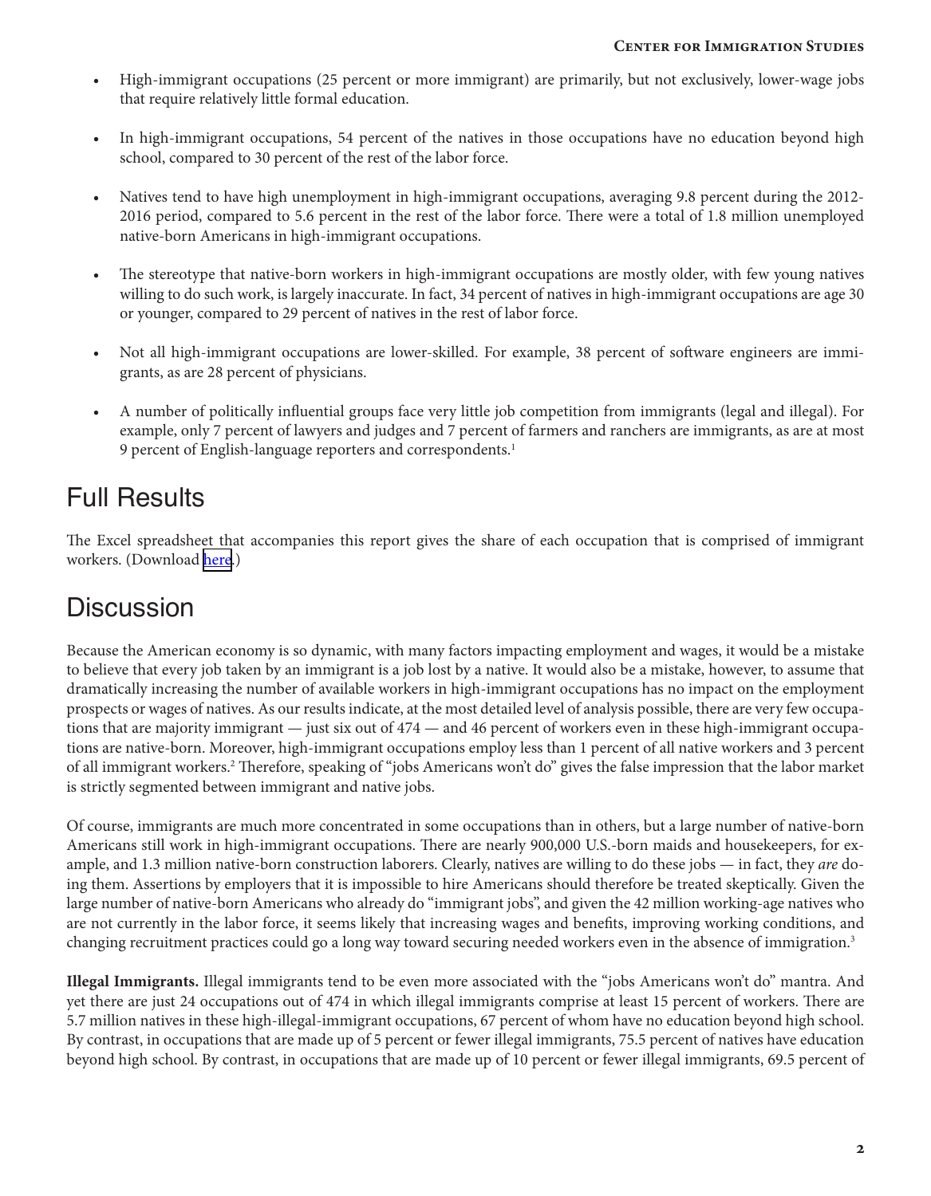- High-immigrant occupations (25 percent or more immigrant) are primarily, but not exclusively, lower-wage jobs that require relatively little formal education.
- In high-immigrant occupations, 54 percent of the natives in those occupations have no education beyond high school, compared to 30 percent of the rest of the labor force.
- Natives tend to have high unemployment in high-immigrant occupations, averaging 9.8 percent during the 2012-2016 period, compared to 5.6 percent in the rest of the labor force. There were a total of 1.8 million unemployed native-born Americans in high-immigrant occupations.
- The stereotype that native-born workers in high-immigrant occupations are mostly older, with few young natives willing to do such work, is largely inaccurate. In fact, 34 percent of natives in high-immigrant occupations are age 30 or younger, compared to 29 percent of natives in the rest of labor force.
- Not all high-immigrant occupations are lower-skilled. For example, 38 percent of software engineers are immigrants, as are 28 percent of physicians.
- A number of politically influential groups face very little job competition from immigrants (legal and illegal). For example, only 7 percent of lawyers and judges and 7 percent of farmers and ranchers are immigrants, as are at most 9 percent of English-language reporters and correspondents.[1]

## Full Results

The Excel spreadsheet that accompanies this report gives the share of each occupation that is comprised of immigrant workers. (Download here.)

## Discussion

Because the American economy is so dynamic, with many factors impacting employment and wages, it would be a mistake to believe that every job taken by an immigrant is a job lost by a native. It would also be a mistake, however, to assume that dramatically increasing the number of available workers in high-immigrant occupations has no impact on the employment prospects or wages of natives. As our results indicate, at the most detailed level of analysis possible, there are very few occupations that are majority immigrant — just six out of 474 — and 46 percent of workers even in these high-immigrant occupations are native-born. Moreover, high-immigrant occupations employ less than 1 percent of all native workers and 3 percent of all immigrant workers.[2] Therefore, speaking of "jobs Americans won't do" gives the false impression that the labor market is strictly segmented between immigrant and native jobs.

Of course, immigrants are much more concentrated in some occupations than in others, but a large number of native-born Americans still work in high-immigrant occupations. There are nearly 900,000 U.S.-born maids and housekeepers, for example, and 1.3 million native-born construction laborers. Clearly, natives are willing to do these jobs — in fact, they *are* doing them. Assertions by employers that it is impossible to hire Americans should therefore be treated skeptically. Given the large number of native-born Americans who already do "immigrant jobs", and given the 42 million working-age natives who are not currently in the labor force, it seems likely that increasing wages and benefits, improving working conditions, and changing recruitment practices could go a long way toward securing needed workers even in the absence of immigration.[3]

**Illegal Immigrants.** Illegal immigrants tend to be even more associated with the "jobs Americans won't do" mantra. And yet there are just 24 occupations out of 474 in which illegal immigrants comprise at least 15 percent of workers. There are 5.7 million natives in these high-illegal-immigrant occupations, 67 percent of whom have no education beyond high school. By contrast, in occupations that are made up of 5 percent or fewer illegal immigrants, 75.5 percent of natives have education beyond high school. By contrast, in occupations that are made up of 10 percent or fewer illegal immigrants, 69.5 percent of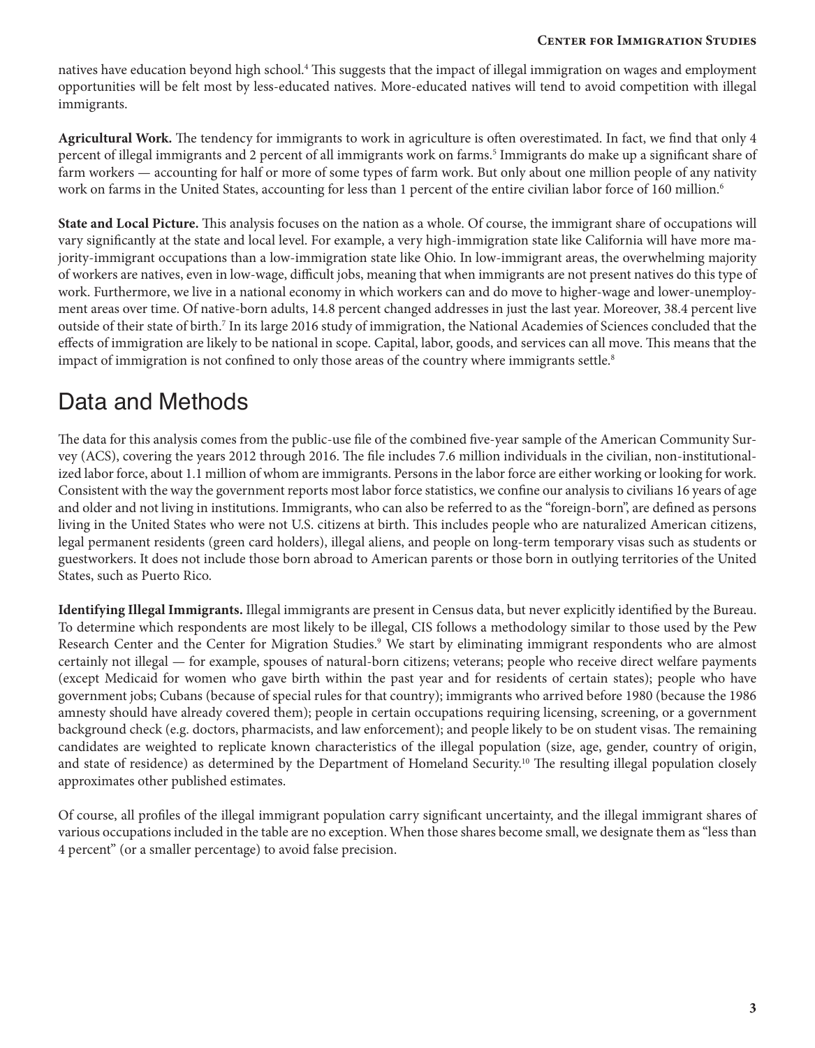natives have education beyond high school.[4] This suggests that the impact of illegal immigration on wages and employment opportunities will be felt most by less-educated natives. More-educated natives will tend to avoid competition with illegal immigrants.

**Agricultural Work.** The tendency for immigrants to work in agriculture is often overestimated. In fact, we find that only 4 percent of illegal immigrants and 2 percent of all immigrants work on farms.[5] Immigrants do make up a significant share of farm workers — accounting for half or more of some types of farm work. But only about one million people of any nativity work on farms in the United States, accounting for less than 1 percent of the entire civilian labor force of 160 million.[6]

**State and Local Picture.** This analysis focuses on the nation as a whole. Of course, the immigrant share of occupations will vary significantly at the state and local level. For example, a very high-immigration state like California will have more majority-immigrant occupations than a low-immigration state like Ohio. In low-immigrant areas, the overwhelming majority of workers are natives, even in low-wage, difficult jobs, meaning that when immigrants are not present natives do this type of work. Furthermore, we live in a national economy in which workers can and do move to higher-wage and lower-unemployment areas over time. Of native-born adults, 14.8 percent changed addresses in just the last year. Moreover, 38.4 percent live outside of their state of birth.[7] In its large 2016 study of immigration, the National Academies of Sciences concluded that the effects of immigration are likely to be national in scope. Capital, labor, goods, and services can all move. This means that the impact of immigration is not confined to only those areas of the country where immigrants settle.[8]

## Data and Methods

The data for this analysis comes from the public-use file of the combined five-year sample of the American Community Survey (ACS), covering the years 2012 through 2016. The file includes 7.6 million individuals in the civilian, non-institutionalized labor force, about 1.1 million of whom are immigrants. Persons in the labor force are either working or looking for work. Consistent with the way the government reports most labor force statistics, we confine our analysis to civilians 16 years of age and older and not living in institutions. Immigrants, who can also be referred to as the "foreign-born", are defined as persons living in the United States who were not U.S. citizens at birth. This includes people who are naturalized American citizens, legal permanent residents (green card holders), illegal aliens, and people on long-term temporary visas such as students or guestworkers. It does not include those born abroad to American parents or those born in outlying territories of the United States, such as Puerto Rico.

**Identifying Illegal Immigrants.** Illegal immigrants are present in Census data, but never explicitly identified by the Bureau. To determine which respondents are most likely to be illegal, CIS follows a methodology similar to those used by the Pew Research Center and the Center for Migration Studies.[9] We start by eliminating immigrant respondents who are almost certainly not illegal — for example, spouses of natural-born citizens; veterans; people who receive direct welfare payments (except Medicaid for women who gave birth within the past year and for residents of certain states); people who have government jobs; Cubans (because of special rules for that country); immigrants who arrived before 1980 (because the 1986 amnesty should have already covered them); people in certain occupations requiring licensing, screening, or a government background check (e.g. doctors, pharmacists, and law enforcement); and people likely to be on student visas. The remaining candidates are weighted to replicate known characteristics of the illegal population (size, age, gender, country of origin, and state of residence) as determined by the Department of Homeland Security.[10] The resulting illegal population closely approximates other published estimates.

Of course, all profiles of the illegal immigrant population carry significant uncertainty, and the illegal immigrant shares of various occupations included in the table are no exception. When those shares become small, we designate them as "less than 4 percent" (or a smaller percentage) to avoid false precision.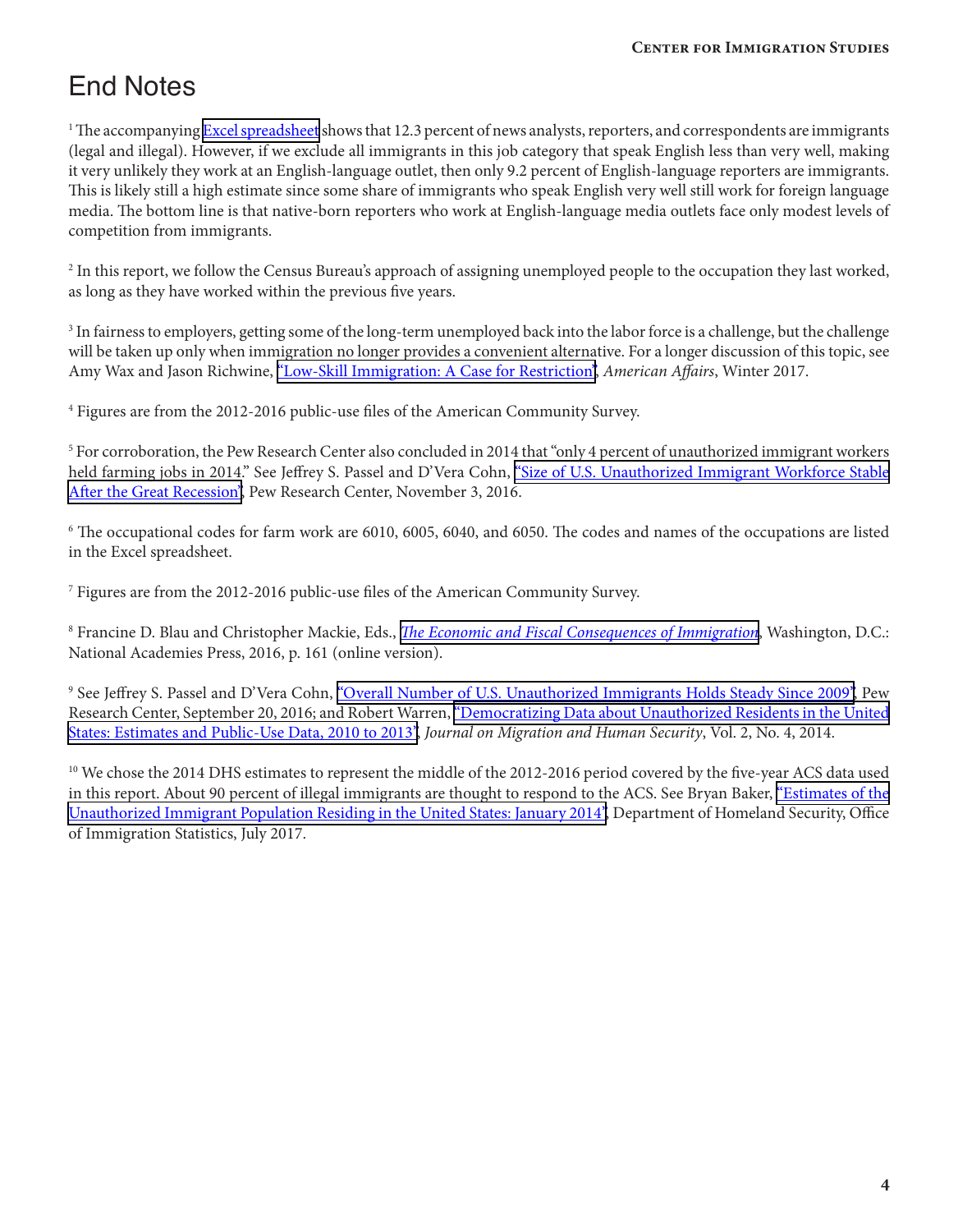# End Notes

[1] The accompanying Excel spreadsheet shows that 12.3 percent of news analysts, reporters, and correspondents are immigrants (legal and illegal). However, if we exclude all immigrants in this job category that speak English less than very well, making it very unlikely they work at an English-language outlet, then only 9.2 percent of English-language reporters are immigrants. This is likely still a high estimate since some share of immigrants who speak English very well still work for foreign language media. The bottom line is that native-born reporters who work at English-language media outlets face only modest levels of competition from immigrants.

[2] In this report, we follow the Census Bureau's approach of assigning unemployed people to the occupation they last worked, as long as they have worked within the previous five years.

[3] In fairness to employers, getting some of the long-term unemployed back into the labor force is a challenge, but the challenge will be taken up only when immigration no longer provides a convenient alternative. For a longer discussion of this topic, see Amy Wax and Jason Richwine, "Low-Skill Immigration: A Case for Restriction", *American Affairs*, Winter 2017.

[4] Figures are from the 2012-2016 public-use files of the American Community Survey.

[5] For corroboration, the Pew Research Center also concluded in 2014 that "only 4 percent of unauthorized immigrant workers held farming jobs in 2014." See Jeffrey S. Passel and D'Vera Cohn, "Size of U.S. Unauthorized Immigrant Workforce Stable After the Great Recession", Pew Research Center, November 3, 2016.

[6] The occupational codes for farm work are 6010, 6005, 6040, and 6050. The codes and names of the occupations are listed in the Excel spreadsheet.

[7] Figures are from the 2012-2016 public-use files of the American Community Survey.

[8] Francine D. Blau and Christopher Mackie, Eds., *The Economic and Fiscal Consequences of Immigration*, Washington, D.C.: National Academies Press, 2016, p. 161 (online version).

[9] See Jeffrey S. Passel and D'Vera Cohn, "Overall Number of U.S. Unauthorized Immigrants Holds Steady Since 2009", Pew Research Center, September 20, 2016; and Robert Warren, "Democratizing Data about Unauthorized Residents in the United States: Estimates and Public-Use Data, 2010 to 2013", *Journal on Migration and Human Security*, Vol. 2, No. 4, 2014.

[10] We chose the 2014 DHS estimates to represent the middle of the 2012-2016 period covered by the five-year ACS data used in this report. About 90 percent of illegal immigrants are thought to respond to the ACS. See Bryan Baker, "Estimates of the Unauthorized Immigrant Population Residing in the United States: January 2014", Department of Homeland Security, Office of Immigration Statistics, July 2017.